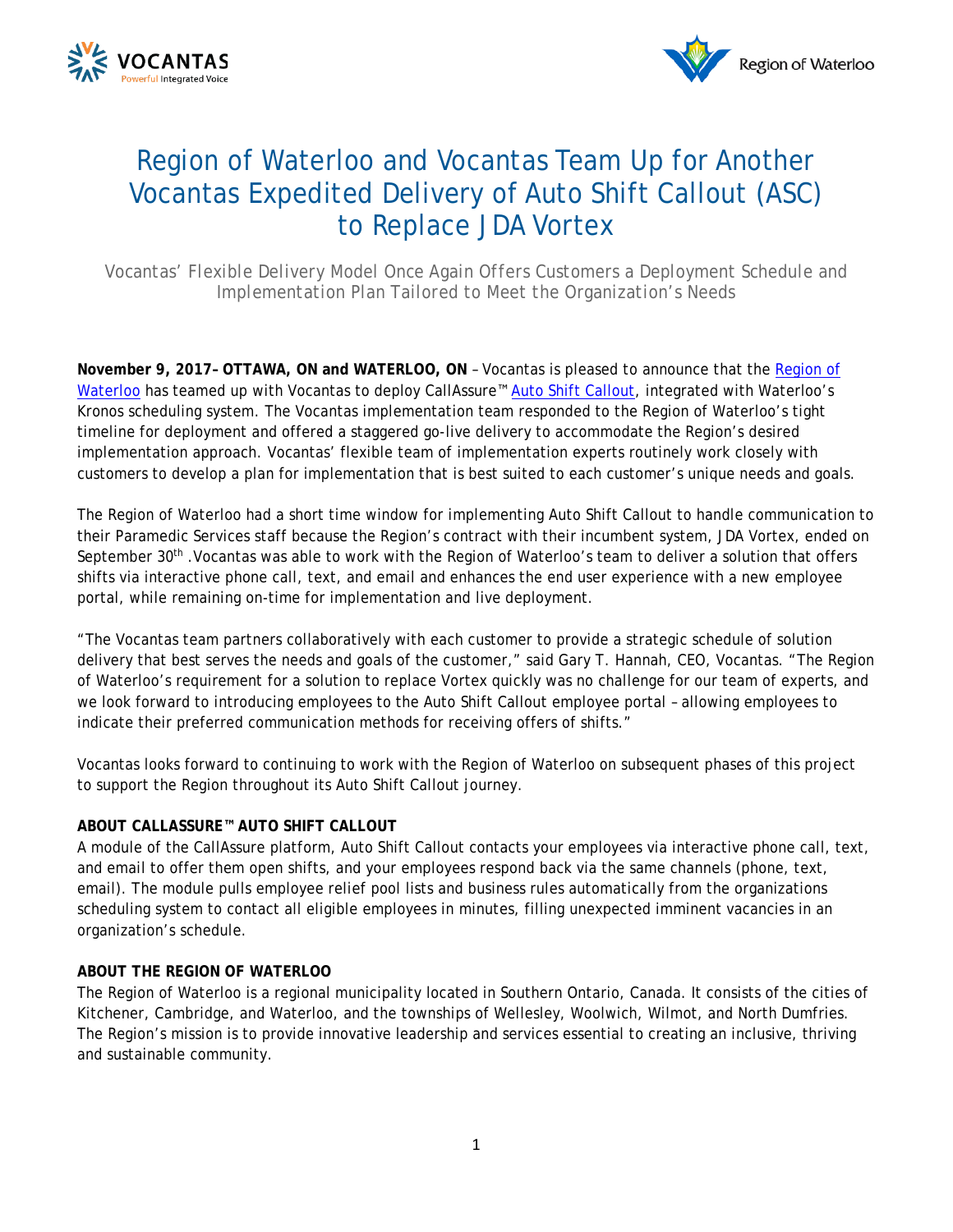# Region of Waterloo and Vocantas Team Up for Another Vocantas Expedited Delivery of Auto Shift Callout (ASC) to Replace JDA Vortex

*Vocantas' Flexible Delivery Model Once Again Offers Customers a Deployment Schedule and Implementation Plan Tailored to Meet the Organization's Needs*

**November 9, 2017– OTTAWA, ON and WATERLOO, ON** – Vocantas is pleased to announce that the Region of Waterloo has teamed up with Vocantas to deploy CallAssure™ Auto Shift Callout, integrated with Waterloo's Kronos scheduling system. The Vocantas implementation team responded to the Region of Waterloo's tight timeline for deployment and offered a staggered go-live delivery to accommodate the Region's desired implementation approach. Vocantas' flexible team of implementation experts routinely work closely with customers to develop a plan for implementation that is best suited to each customer's unique needs and goals.

The Region of Waterloo had a short time window for implementing Auto Shift Callout to handle communication to their Paramedic Services staff because the Region's contract with their incumbent system, JDA Vortex, ended on September 30th .Vocantas was able to work with the Region of Waterloo's team to deliver a solution that offers shifts via interactive phone call, text, and email and enhances the end user experience with a new employee portal, while remaining on-time for implementation and live deployment.

"The Vocantas team partners collaboratively with each customer to provide a strategic schedule of solution delivery that best serves the needs and goals of the customer," said Gary T. Hannah, CEO, Vocantas. "The Region of Waterloo's requirement for a solution to replace Vortex quickly was no challenge for our team of experts, and we look forward to introducing employees to the Auto Shift Callout employee portal – allowing employees to indicate their preferred communication methods for receiving offers of shifts."

Vocantas looks forward to continuing to work with the Region of Waterloo on subsequent phases of this project to support the Region throughout its Auto Shift Callout journey.

**ABOUT CALLASSURE™ AUTO SHIFT CALLOUT**

A module of the CallAssure platform, Auto Shift Callout contacts your employees via interactive phone call, text, and email to offer them open shifts, and your employees respond back via the same channels (phone, text, email). The module pulls employee relief pool lists and business rules automatically from the organizations scheduling system to contact all eligible employees in minutes, filling unexpected imminent vacancies in an organization's schedule.

**ABOUT THE REGION OF WATERLOO**

The Region of Waterloo is a regional municipality located in Southern Ontario, Canada. It consists of the cities of Kitchener, Cambridge, and Waterloo, and the townships of Wellesley, Woolwich, Wilmot, and North Dumfries. The Region's mission is to provide innovative leadership and services essential to creating an inclusive, thriving and sustainable community.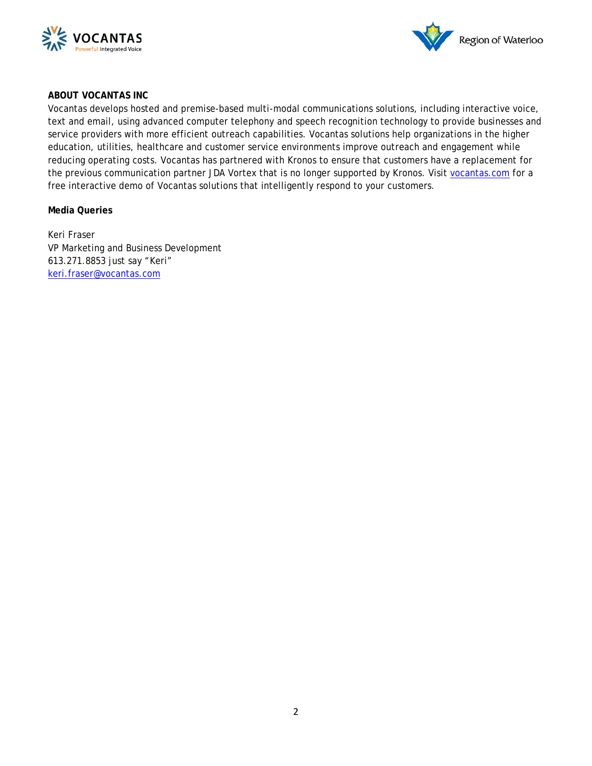**ABOUT VOCANTAS INC**

Vocantas develops hosted and premise-based multi-modal communications solutions, including interactive voice, text and email, using advanced computer telephony and speech recognition technology to provide businesses and service providers with more efficient outreach capabilities. Vocantas solutions help organizations in the higher education, utilities, healthcare and customer service environments improve outreach and engagement while reducing operating costs. Vocantas has partnered with Kronos to ensure that customers have a replacement for the previous communication partner JDA Vortex that is no longer supported by Kronos. Visit vocantas.com for a free interactive demo of Vocantas solutions that intelligently respond to your customers.

**Media Queries**

Keri Fraser
VP Marketing and Business Development
613.271.8853 just say "Keri"
keri.fraser@vocantas.com